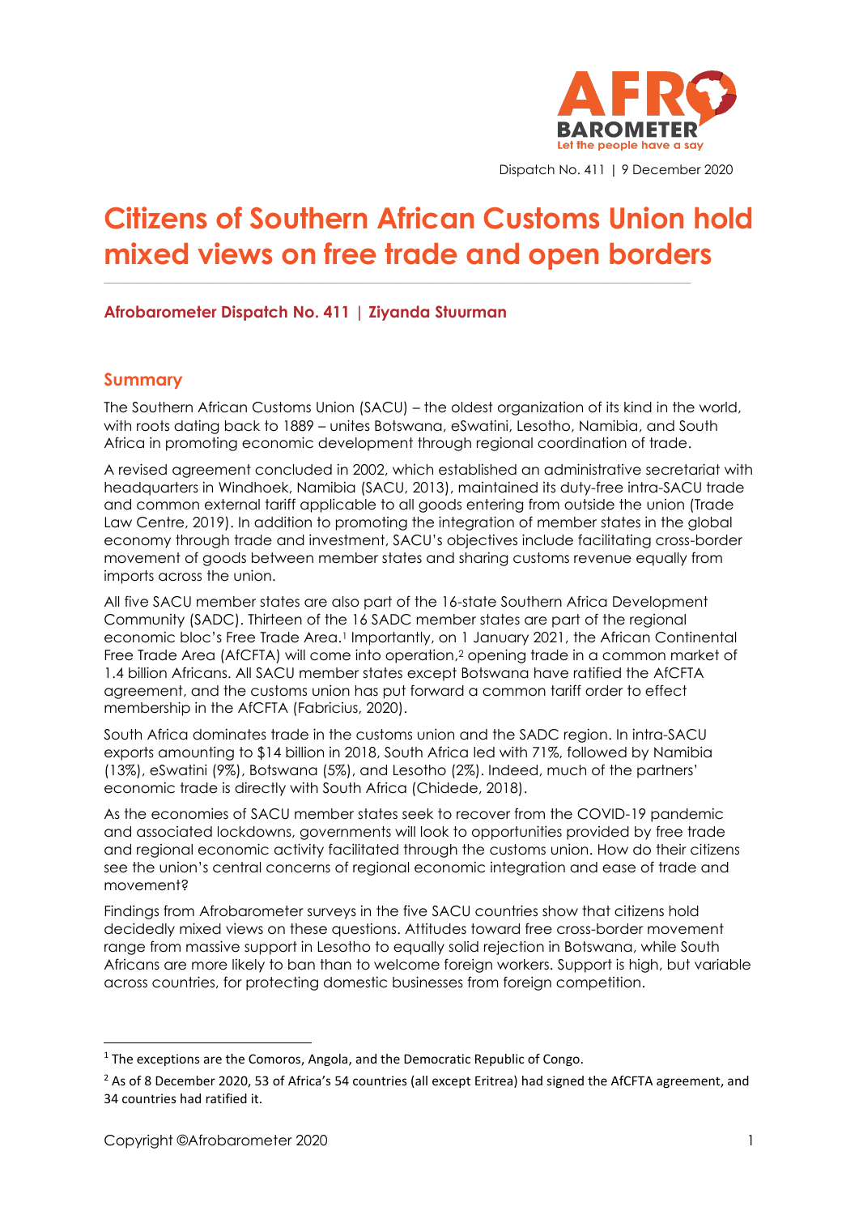Dispatch No. 411 | 9 December 2020

# Citizens of Southern African Customs Union hold mixed views on free trade and open borders

**Afrobarometer Dispatch No. 411 | Ziyanda Stuurman**

## Summary

The Southern African Customs Union (SACU) – the oldest organization of its kind in the world, with roots dating back to 1889 – unites Botswana, eSwatini, Lesotho, Namibia, and South Africa in promoting economic development through regional coordination of trade.

A revised agreement concluded in 2002, which established an administrative secretariat with headquarters in Windhoek, Namibia (SACU, 2013), maintained its duty-free intra-SACU trade and common external tariff applicable to all goods entering from outside the union (Trade Law Centre, 2019). In addition to promoting the integration of member states in the global economy through trade and investment, SACU's objectives include facilitating cross-border movement of goods between member states and sharing customs revenue equally from imports across the union.

All five SACU member states are also part of the 16-state Southern Africa Development Community (SADC). Thirteen of the 16 SADC member states are part of the regional economic bloc's Free Trade Area.[1] Importantly, on 1 January 2021, the African Continental Free Trade Area (AfCFTA) will come into operation,[2] opening trade in a common market of 1.4 billion Africans. All SACU member states except Botswana have ratified the AfCFTA agreement, and the customs union has put forward a common tariff order to effect membership in the AfCFTA (Fabricius, 2020).

South Africa dominates trade in the customs union and the SADC region. In intra-SACU exports amounting to $14 billion in 2018, South Africa led with 71%, followed by Namibia (13%), eSwatini (9%), Botswana (5%), and Lesotho (2%). Indeed, much of the partners' economic trade is directly with South Africa (Chidede, 2018).

As the economies of SACU member states seek to recover from the COVID-19 pandemic and associated lockdowns, governments will look to opportunities provided by free trade and regional economic activity facilitated through the customs union. How do their citizens see the union's central concerns of regional economic integration and ease of trade and movement?

Findings from Afrobarometer surveys in the five SACU countries show that citizens hold decidedly mixed views on these questions. Attitudes toward free cross-border movement range from massive support in Lesotho to equally solid rejection in Botswana, while South Africans are more likely to ban than to welcome foreign workers. Support is high, but variable across countries, for protecting domestic businesses from foreign competition.

---

[1] The exceptions are the Comoros, Angola, and the Democratic Republic of Congo.

[2] As of 8 December 2020, 53 of Africa's 54 countries (all except Eritrea) had signed the AfCFTA agreement, and 34 countries had ratified it.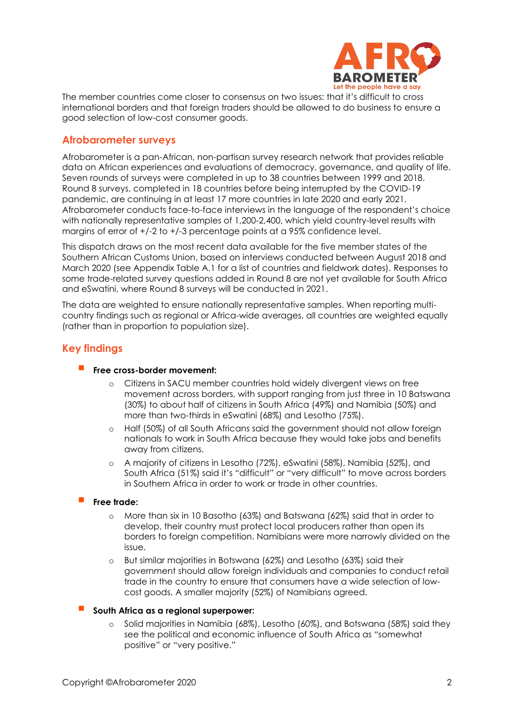The member countries come closer to consensus on two issues: that it's difficult to cross international borders and that foreign traders should be allowed to do business to ensure a good selection of low-cost consumer goods.

## Afrobarometer surveys

Afrobarometer is a pan-African, non-partisan survey research network that provides reliable data on African experiences and evaluations of democracy, governance, and quality of life. Seven rounds of surveys were completed in up to 38 countries between 1999 and 2018. Round 8 surveys, completed in 18 countries before being interrupted by the COVID-19 pandemic, are continuing in at least 17 more countries in late 2020 and early 2021. Afrobarometer conducts face-to-face interviews in the language of the respondent's choice with nationally representative samples of 1,200-2,400, which yield country-level results with margins of error of +/-2 to +/-3 percentage points at a 95% confidence level.

This dispatch draws on the most recent data available for the five member states of the Southern African Customs Union, based on interviews conducted between August 2018 and March 2020 (see Appendix Table A.1 for a list of countries and fieldwork dates). Responses to some trade-related survey questions added in Round 8 are not yet available for South Africa and eSwatini, where Round 8 surveys will be conducted in 2021.

The data are weighted to ensure nationally representative samples. When reporting multi-country findings such as regional or Africa-wide averages, all countries are weighted equally (rather than in proportion to population size).

## Key findings

- **Free cross-border movement:**
  - Citizens in SACU member countries hold widely divergent views on free movement across borders, with support ranging from just three in 10 Batswana (30%) to about half of citizens in South Africa (49%) and Namibia (50%) and more than two-thirds in eSwatini (68%) and Lesotho (75%).
  - Half (50%) of all South Africans said the government should not allow foreign nationals to work in South Africa because they would take jobs and benefits away from citizens.
  - A majority of citizens in Lesotho (72%), eSwatini (58%), Namibia (52%), and South Africa (51%) said it's "difficult" or "very difficult" to move across borders in Southern Africa in order to work or trade in other countries.
- **Free trade:**
  - More than six in 10 Basotho (63%) and Batswana (62%) said that in order to develop, their country must protect local producers rather than open its borders to foreign competition. Namibians were more narrowly divided on the issue.
  - But similar majorities in Botswana (62%) and Lesotho (63%) said their government should allow foreign individuals and companies to conduct retail trade in the country to ensure that consumers have a wide selection of low-cost goods. A smaller majority (52%) of Namibians agreed.
- **South Africa as a regional superpower:**
  - Solid majorities in Namibia (68%), Lesotho (60%), and Botswana (58%) said they see the political and economic influence of South Africa as "somewhat positive" or "very positive."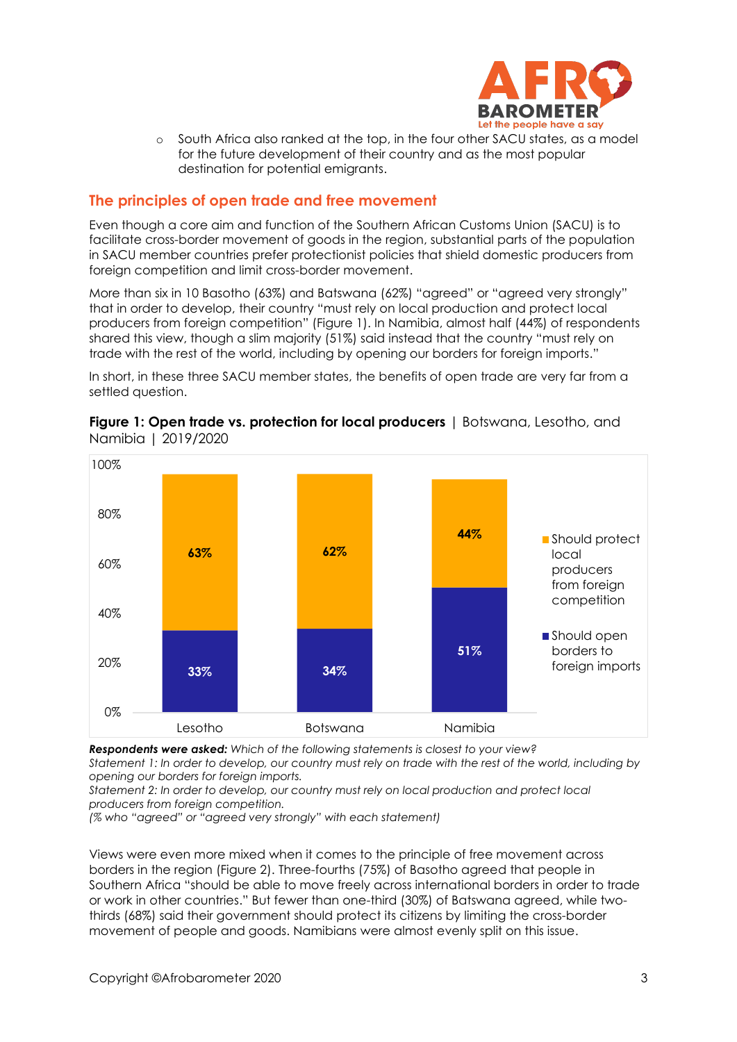- South Africa also ranked at the top, in the four other SACU states, as a model for the future development of their country and as the most popular destination for potential emigrants.

## The principles of open trade and free movement

Even though a core aim and function of the Southern African Customs Union (SACU) is to facilitate cross-border movement of goods in the region, substantial parts of the population in SACU member countries prefer protectionist policies that shield domestic producers from foreign competition and limit cross-border movement.

More than six in 10 Basotho (63%) and Batswana (62%) "agreed" or "agreed very strongly" that in order to develop, their country "must rely on local production and protect local producers from foreign competition" (Figure 1). In Namibia, almost half (44%) of respondents shared this view, though a slim majority (51%) said instead that the country "must rely on trade with the rest of the world, including by opening our borders for foreign imports."

In short, in these three SACU member states, the benefits of open trade are very far from a settled question.

**Figure 1: Open trade vs. protection for local producers** | Botswana, Lesotho, and Namibia | 2019/2020

| | Should open borders to foreign imports | Should protect local producers from foreign competition |
|---|---|---|
| Lesotho | 33% | 63% |
| Botswana | 34% | 62% |
| Namibia | 51% | 44% |

***Respondents were asked:*** *Which of the following statements is closest to your view?*
*Statement 1: In order to develop, our country must rely on trade with the rest of the world, including by opening our borders for foreign imports.*
*Statement 2: In order to develop, our country must rely on local production and protect local producers from foreign competition.*
*(% who "agreed" or "agreed very strongly" with each statement)*

Views were even more mixed when it comes to the principle of free movement across borders in the region (Figure 2). Three-fourths (75%) of Basotho agreed that people in Southern Africa "should be able to move freely across international borders in order to trade or work in other countries." But fewer than one-third (30%) of Batswana agreed, while two-thirds (68%) said their government should protect its citizens by limiting the cross-border movement of people and goods. Namibians were almost evenly split on this issue.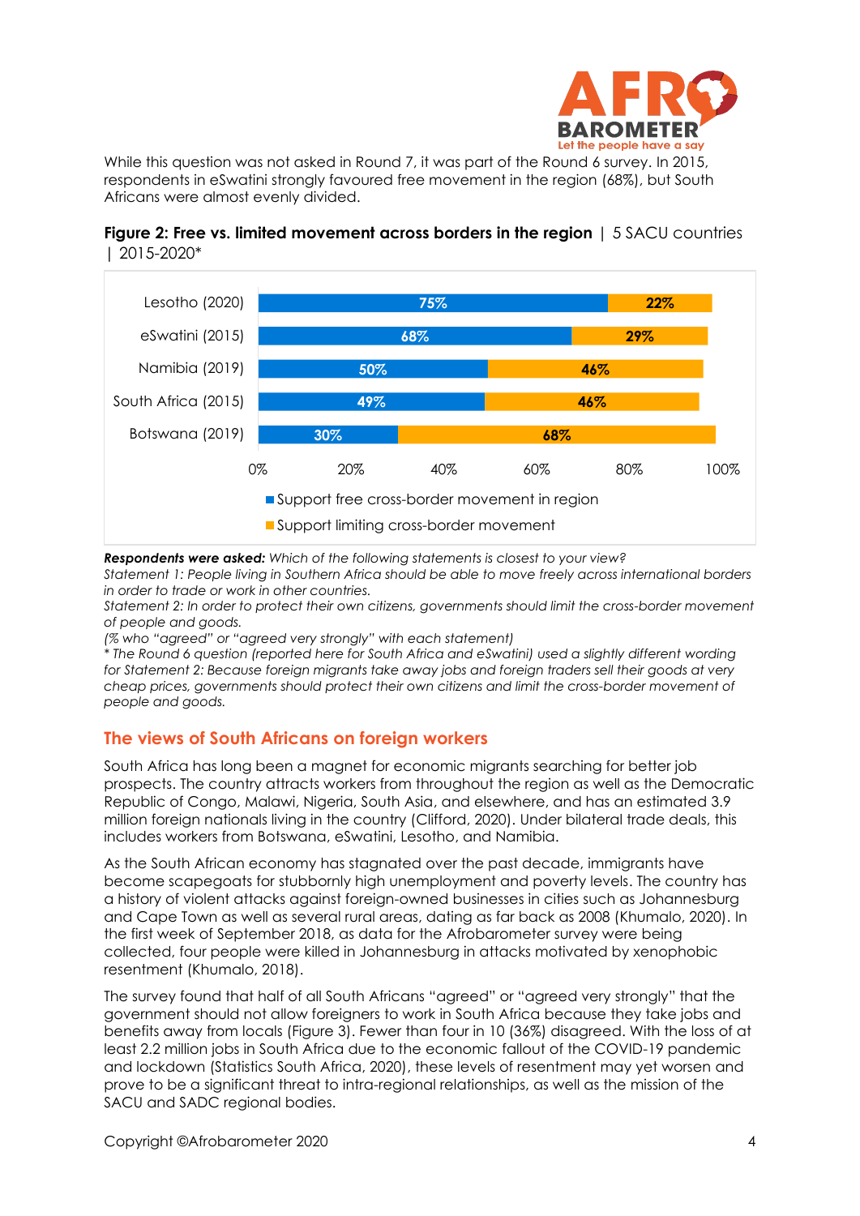While this question was not asked in Round 7, it was part of the Round 6 survey. In 2015, respondents in eSwatini strongly favoured free movement in the region (68%), but South Africans were almost evenly divided.

**Figure 2: Free vs. limited movement across borders in the region** | 5 SACU countries | 2015-2020*

| | Support free cross-border movement in region | Support limiting cross-border movement |
|---|---|---|
| Lesotho (2020) | 75% | 22% |
| eSwatini (2015) | 68% | 29% |
| Namibia (2019) | 50% | 46% |
| South Africa (2015) | 49% | 46% |
| Botswana (2019) | 30% | 68% |

***Respondents were asked:*** *Which of the following statements is closest to your view?*
*Statement 1: People living in Southern Africa should be able to move freely across international borders in order to trade or work in other countries.*
*Statement 2: In order to protect their own citizens, governments should limit the cross-border movement of people and goods.*
*(% who "agreed" or "agreed very strongly" with each statement)*
*\* The Round 6 question (reported here for South Africa and eSwatini) used a slightly different wording for Statement 2: Because foreign migrants take away jobs and foreign traders sell their goods at very cheap prices, governments should protect their own citizens and limit the cross-border movement of people and goods.*

## The views of South Africans on foreign workers

South Africa has long been a magnet for economic migrants searching for better job prospects. The country attracts workers from throughout the region as well as the Democratic Republic of Congo, Malawi, Nigeria, South Asia, and elsewhere, and has an estimated 3.9 million foreign nationals living in the country (Clifford, 2020). Under bilateral trade deals, this includes workers from Botswana, eSwatini, Lesotho, and Namibia.

As the South African economy has stagnated over the past decade, immigrants have become scapegoats for stubbornly high unemployment and poverty levels. The country has a history of violent attacks against foreign-owned businesses in cities such as Johannesburg and Cape Town as well as several rural areas, dating as far back as 2008 (Khumalo, 2020). In the first week of September 2018, as data for the Afrobarometer survey were being collected, four people were killed in Johannesburg in attacks motivated by xenophobic resentment (Khumalo, 2018).

The survey found that half of all South Africans "agreed" or "agreed very strongly" that the government should not allow foreigners to work in South Africa because they take jobs and benefits away from locals (Figure 3). Fewer than four in 10 (36%) disagreed. With the loss of at least 2.2 million jobs in South Africa due to the economic fallout of the COVID-19 pandemic and lockdown (Statistics South Africa, 2020), these levels of resentment may yet worsen and prove to be a significant threat to intra-regional relationships, as well as the mission of the SACU and SADC regional bodies.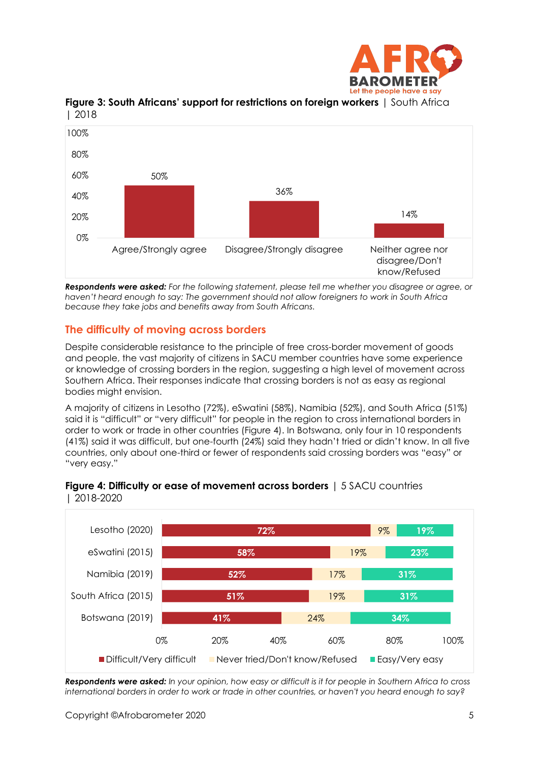**Figure 3: South Africans' support for restrictions on foreign workers** | South Africa | 2018

| | Agree/Strongly agree | Disagree/Strongly disagree | Neither agree nor disagree/Don't know/Refused |
|---|---|---|---|
| South Africa | 50% | 36% | 14% |

***Respondents were asked:*** *For the following statement, please tell me whether you disagree or agree, or haven't heard enough to say: The government should not allow foreigners to work in South Africa because they take jobs and benefits away from South Africans.*

## The difficulty of moving across borders

Despite considerable resistance to the principle of free cross-border movement of goods and people, the vast majority of citizens in SACU member countries have some experience or knowledge of crossing borders in the region, suggesting a high level of movement across Southern Africa. Their responses indicate that crossing borders is not as easy as regional bodies might envision.

A majority of citizens in Lesotho (72%), eSwatini (58%), Namibia (52%), and South Africa (51%) said it is "difficult" or "very difficult" for people in the region to cross international borders in order to work or trade in other countries (Figure 4). In Botswana, only four in 10 respondents (41%) said it was difficult, but one-fourth (24%) said they hadn't tried or didn't know. In all five countries, only about one-third or fewer of respondents said crossing borders was "easy" or "very easy."

**Figure 4: Difficulty or ease of movement across borders** | 5 SACU countries | 2018-2020

| | Difficult/Very difficult | Never tried/Don't know/Refused | Easy/Very easy |
|---|---|---|---|
| Lesotho (2020) | 72% | 9% | 19% |
| eSwatini (2015) | 58% | 19% | 23% |
| Namibia (2019) | 52% | 17% | 31% |
| South Africa (2015) | 51% | 19% | 31% |
| Botswana (2019) | 41% | 24% | 34% |

***Respondents were asked:*** *In your opinion, how easy or difficult is it for people in Southern Africa to cross international borders in order to work or trade in other countries, or haven't you heard enough to say?*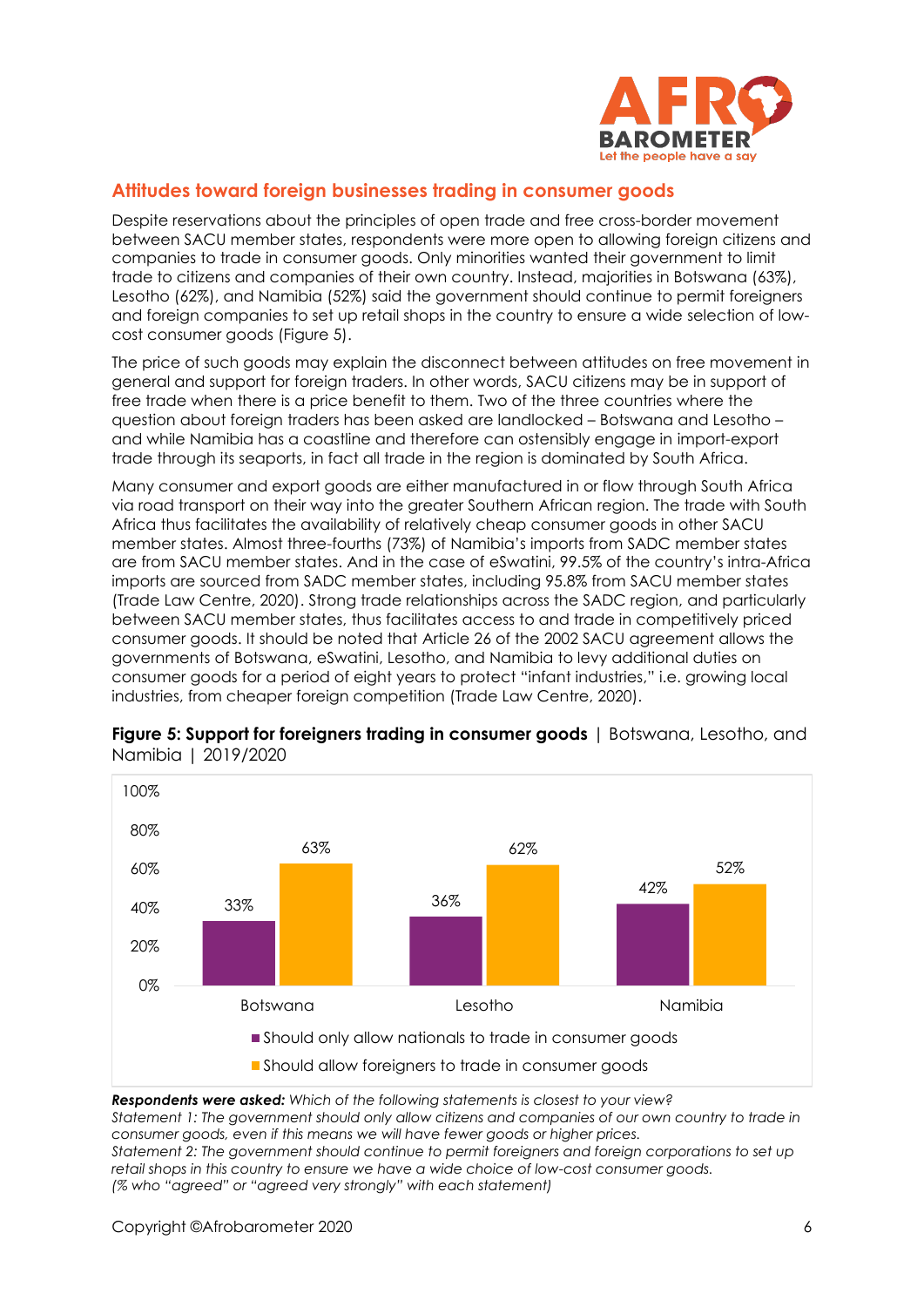## Attitudes toward foreign businesses trading in consumer goods

Despite reservations about the principles of open trade and free cross-border movement between SACU member states, respondents were more open to allowing foreign citizens and companies to trade in consumer goods. Only minorities wanted their government to limit trade to citizens and companies of their own country. Instead, majorities in Botswana (63%), Lesotho (62%), and Namibia (52%) said the government should continue to permit foreigners and foreign companies to set up retail shops in the country to ensure a wide selection of low-cost consumer goods (Figure 5).

The price of such goods may explain the disconnect between attitudes on free movement in general and support for foreign traders. In other words, SACU citizens may be in support of free trade when there is a price benefit to them. Two of the three countries where the question about foreign traders has been asked are landlocked – Botswana and Lesotho – and while Namibia has a coastline and therefore can ostensibly engage in import-export trade through its seaports, in fact all trade in the region is dominated by South Africa.

Many consumer and export goods are either manufactured in or flow through South Africa via road transport on their way into the greater Southern African region. The trade with South Africa thus facilitates the availability of relatively cheap consumer goods in other SACU member states. Almost three-fourths (73%) of Namibia's imports from SADC member states are from SACU member states. And in the case of eSwatini, 99.5% of the country's intra-Africa imports are sourced from SADC member states, including 95.8% from SACU member states (Trade Law Centre, 2020). Strong trade relationships across the SADC region, and particularly between SACU member states, thus facilitates access to and trade in competitively priced consumer goods. It should be noted that Article 26 of the 2002 SACU agreement allows the governments of Botswana, eSwatini, Lesotho, and Namibia to levy additional duties on consumer goods for a period of eight years to protect "infant industries," i.e. growing local industries, from cheaper foreign competition (Trade Law Centre, 2020).

**Figure 5: Support for foreigners trading in consumer goods** | Botswana, Lesotho, and Namibia | 2019/2020

| | Botswana | Lesotho | Namibia |
|---|---|---|---|
| Should only allow nationals to trade in consumer goods | 33% | 36% | 42% |
| Should allow foreigners to trade in consumer goods | 63% | 62% | 52% |

***Respondents were asked:*** *Which of the following statements is closest to your view?*
*Statement 1: The government should only allow citizens and companies of our own country to trade in consumer goods, even if this means we will have fewer goods or higher prices.*
*Statement 2: The government should continue to permit foreigners and foreign corporations to set up retail shops in this country to ensure we have a wide choice of low-cost consumer goods.*
*(% who "agreed" or "agreed very strongly" with each statement)*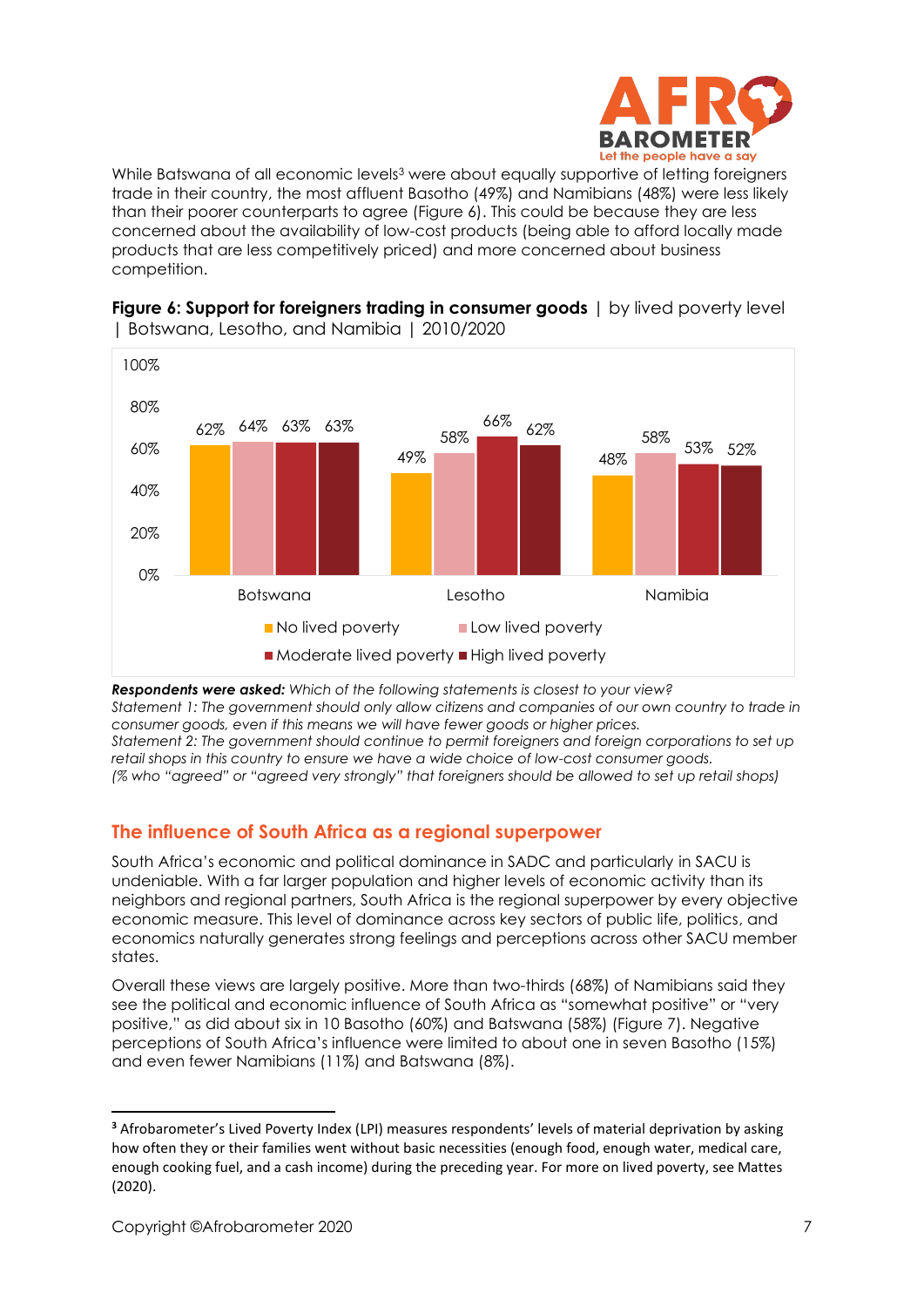While Batswana of all economic levels[3] were about equally supportive of letting foreigners trade in their country, the most affluent Basotho (49%) and Namibians (48%) were less likely than their poorer counterparts to agree (Figure 6). This could be because they are less concerned about the availability of low-cost products (being able to afford locally made products that are less competitively priced) and more concerned about business competition.

**Figure 6: Support for foreigners trading in consumer goods** | by lived poverty level | Botswana, Lesotho, and Namibia | 2010/2020

| | No lived poverty | Low lived poverty | Moderate lived poverty | High lived poverty |
|---|---|---|---|---|
| Botswana | 62% | 64% | 63% | 63% |
| Lesotho | 49% | 58% | 66% | 62% |
| Namibia | 48% | 58% | 53% | 52% |

***Respondents were asked:*** *Which of the following statements is closest to your view?*
*Statement 1: The government should only allow citizens and companies of our own country to trade in consumer goods, even if this means we will have fewer goods or higher prices.*
*Statement 2: The government should continue to permit foreigners and foreign corporations to set up retail shops in this country to ensure we have a wide choice of low-cost consumer goods.*
*(% who "agreed" or "agreed very strongly" that foreigners should be allowed to set up retail shops)*

## The influence of South Africa as a regional superpower

South Africa's economic and political dominance in SADC and particularly in SACU is undeniable. With a far larger population and higher levels of economic activity than its neighbors and regional partners, South Africa is the regional superpower by every objective economic measure. This level of dominance across key sectors of public life, politics, and economics naturally generates strong feelings and perceptions across other SACU member states.

Overall these views are largely positive. More than two-thirds (68%) of Namibians said they see the political and economic influence of South Africa as "somewhat positive" or "very positive," as did about six in 10 Basotho (60%) and Batswana (58%) (Figure 7). Negative perceptions of South Africa's influence were limited to about one in seven Basotho (15%) and even fewer Namibians (11%) and Batswana (8%).

---

[3] Afrobarometer's Lived Poverty Index (LPI) measures respondents' levels of material deprivation by asking how often they or their families went without basic necessities (enough food, enough water, medical care, enough cooking fuel, and a cash income) during the preceding year. For more on lived poverty, see Mattes (2020).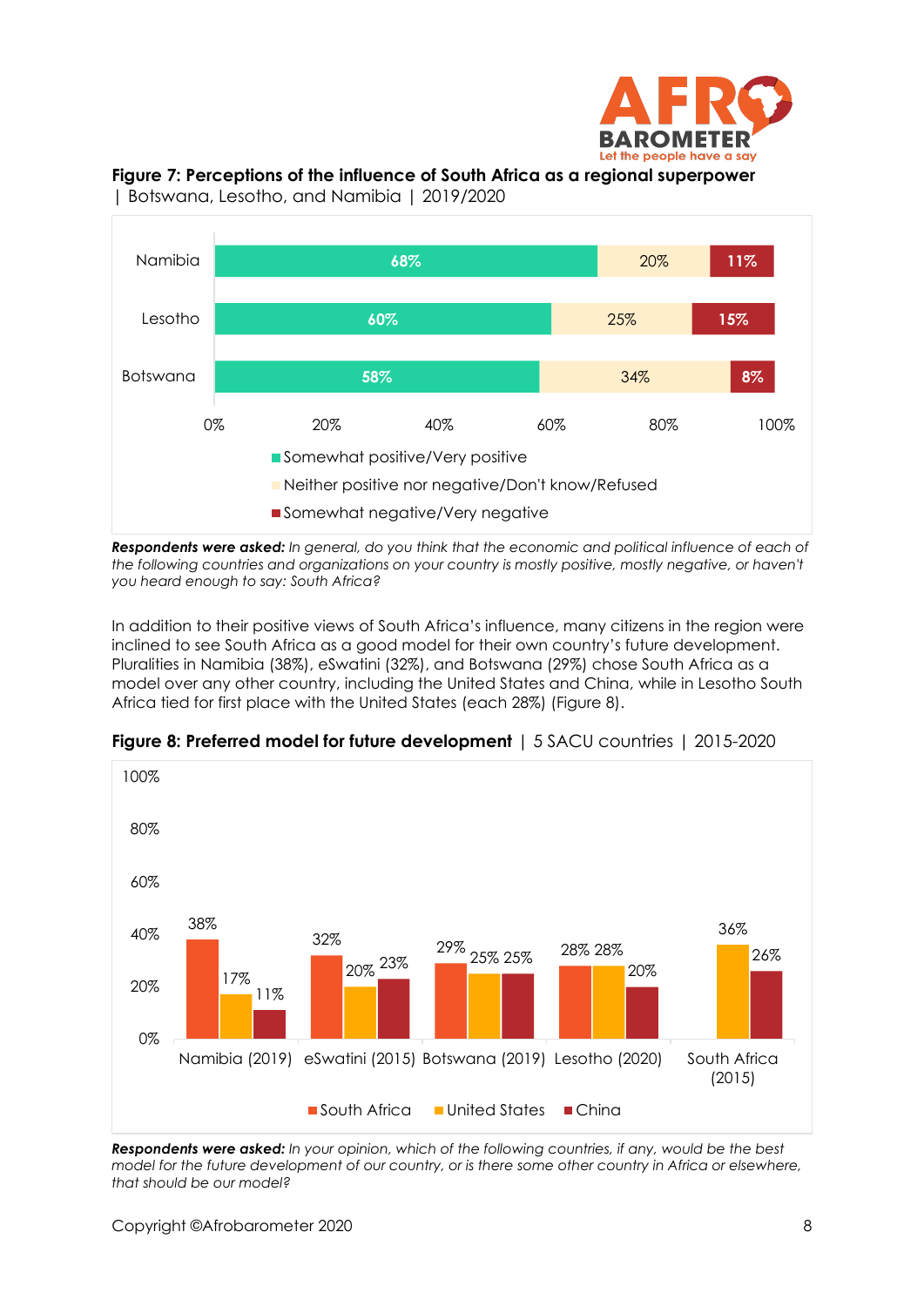**Figure 7: Perceptions of the influence of South Africa as a regional superpower** | Botswana, Lesotho, and Namibia | 2019/2020

| | Somewhat positive/Very positive | Neither positive nor negative/Don't know/Refused | Somewhat negative/Very negative |
|---|---|---|---|
| Namibia | 68% | 20% | 11% |
| Lesotho | 60% | 25% | 15% |
| Botswana | 58% | 34% | 8% |

***Respondents were asked:*** *In general, do you think that the economic and political influence of each of the following countries and organizations on your country is mostly positive, mostly negative, or haven't you heard enough to say: South Africa?*

In addition to their positive views of South Africa's influence, many citizens in the region were inclined to see South Africa as a good model for their own country's future development. Pluralities in Namibia (38%), eSwatini (32%), and Botswana (29%) chose South Africa as a model over any other country, including the United States and China, while in Lesotho South Africa tied for first place with the United States (each 28%) (Figure 8).

**Figure 8: Preferred model for future development** | 5 SACU countries | 2015-2020

| | South Africa | United States | China |
|---|---|---|---|
| Namibia (2019) | 38% | 17% | 11% |
| eSwatini (2015) | 32% | 20% | 23% |
| Botswana (2019) | 29% | 25% | 25% |
| Lesotho (2020) | 28% | 28% | 20% |
| South Africa (2015) | | 36% | 26% |

***Respondents were asked:*** *In your opinion, which of the following countries, if any, would be the best model for the future development of our country, or is there some other country in Africa or elsewhere, that should be our model?*

Copyright ©Afrobarometer 2020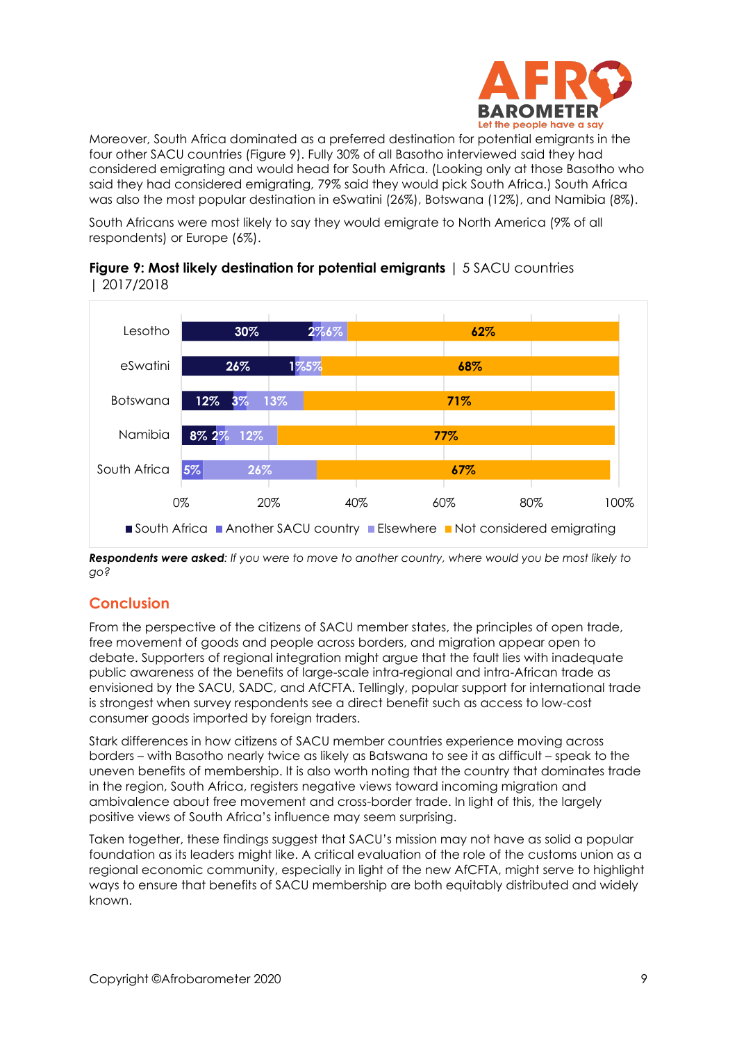Moreover, South Africa dominated as a preferred destination for potential emigrants in the four other SACU countries (Figure 9). Fully 30% of all Basotho interviewed said they had considered emigrating and would head for South Africa. (Looking only at those Basotho who said they had considered emigrating, 79% said they would pick South Africa.) South Africa was also the most popular destination in eSwatini (26%), Botswana (12%), and Namibia (8%).

South Africans were most likely to say they would emigrate to North America (9% of all respondents) or Europe (6%).

**Figure 9: Most likely destination for potential emigrants** | 5 SACU countries | 2017/2018

| | South Africa | Another SACU country | Elsewhere | Not considered emigrating |
|---|---|---|---|---|
| Lesotho | 30% | 2% | 6% | 62% |
| eSwatini | 26% | 1% | 5% | 68% |
| Botswana | 12% | 3% | 13% | 71% |
| Namibia | 8% | 2% | 12% | 77% |
| South Africa | | 5% | 26% | 67% |

***Respondents were asked****: If you were to move to another country, where would you be most likely to go?*

## Conclusion

From the perspective of the citizens of SACU member states, the principles of open trade, free movement of goods and people across borders, and migration appear open to debate. Supporters of regional integration might argue that the fault lies with inadequate public awareness of the benefits of large-scale intra-regional and intra-African trade as envisioned by the SACU, SADC, and AfCFTA. Tellingly, popular support for international trade is strongest when survey respondents see a direct benefit such as access to low-cost consumer goods imported by foreign traders.

Stark differences in how citizens of SACU member countries experience moving across borders – with Basotho nearly twice as likely as Batswana to see it as difficult – speak to the uneven benefits of membership. It is also worth noting that the country that dominates trade in the region, South Africa, registers negative views toward incoming migration and ambivalence about free movement and cross-border trade. In light of this, the largely positive views of South Africa's influence may seem surprising.

Taken together, these findings suggest that SACU's mission may not have as solid a popular foundation as its leaders might like. A critical evaluation of the role of the customs union as a regional economic community, especially in light of the new AfCFTA, might serve to highlight ways to ensure that benefits of SACU membership are both equitably distributed and widely known.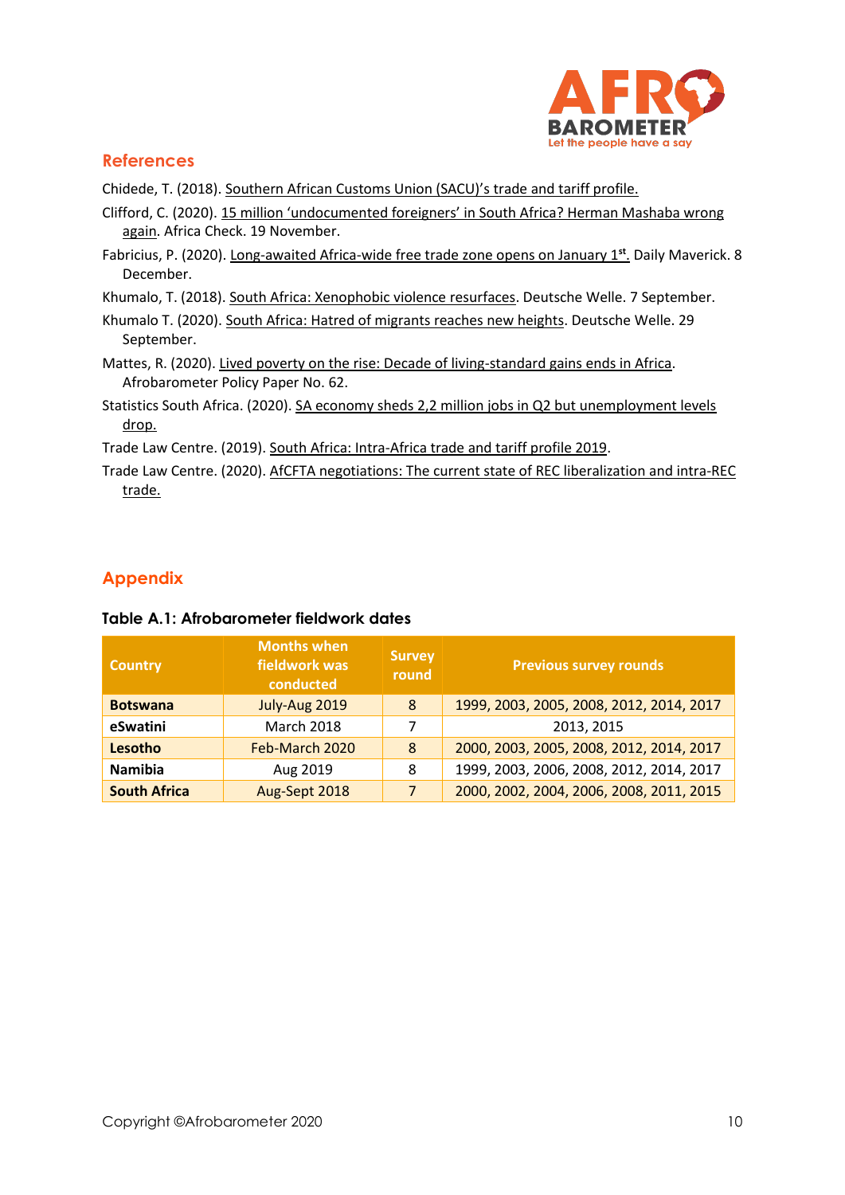## References

Chidede, T. (2018). Southern African Customs Union (SACU)'s trade and tariff profile.

Clifford, C. (2020). 15 million 'undocumented foreigners' in South Africa? Herman Mashaba wrong again. Africa Check. 19 November.

Fabricius, P. (2020). Long-awaited Africa-wide free trade zone opens on January 1st. Daily Maverick. 8 December.

Khumalo, T. (2018). South Africa: Xenophobic violence resurfaces. Deutsche Welle. 7 September.

Khumalo T. (2020). South Africa: Hatred of migrants reaches new heights. Deutsche Welle. 29 September.

Mattes, R. (2020). Lived poverty on the rise: Decade of living-standard gains ends in Africa. Afrobarometer Policy Paper No. 62.

Statistics South Africa. (2020). SA economy sheds 2,2 million jobs in Q2 but unemployment levels drop.

Trade Law Centre. (2019). South Africa: Intra-Africa trade and tariff profile 2019.

Trade Law Centre. (2020). AfCFTA negotiations: The current state of REC liberalization and intra-REC trade.

## Appendix

### Table A.1: Afrobarometer fieldwork dates

| Country | Months when fieldwork was conducted | Survey round | Previous survey rounds |
|---|---|---|---|
| **Botswana** | July-Aug 2019 | 8 | 1999, 2003, 2005, 2008, 2012, 2014, 2017 |
| **eSwatini** | March 2018 | 7 | 2013, 2015 |
| **Lesotho** | Feb-March 2020 | 8 | 2000, 2003, 2005, 2008, 2012, 2014, 2017 |
| **Namibia** | Aug 2019 | 8 | 1999, 2003, 2006, 2008, 2012, 2014, 2017 |
| **South Africa** | Aug-Sept 2018 | 7 | 2000, 2002, 2004, 2006, 2008, 2011, 2015 |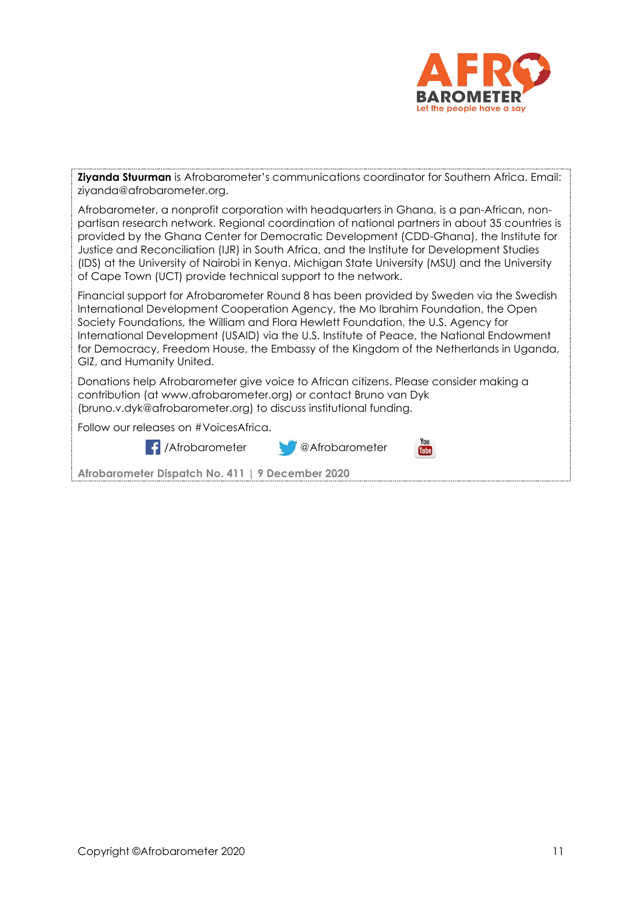**Ziyanda Stuurman** is Afrobarometer's communications coordinator for Southern Africa. Email: ziyanda@afrobarometer.org.

Afrobarometer, a nonprofit corporation with headquarters in Ghana, is a pan-African, non-partisan research network. Regional coordination of national partners in about 35 countries is provided by the Ghana Center for Democratic Development (CDD-Ghana), the Institute for Justice and Reconciliation (IJR) in South Africa, and the Institute for Development Studies (IDS) at the University of Nairobi in Kenya. Michigan State University (MSU) and the University of Cape Town (UCT) provide technical support to the network.

Financial support for Afrobarometer Round 8 has been provided by Sweden via the Swedish International Development Cooperation Agency, the Mo Ibrahim Foundation, the Open Society Foundations, the William and Flora Hewlett Foundation, the U.S. Agency for International Development (USAID) via the U.S. Institute of Peace, the National Endowment for Democracy, Freedom House, the Embassy of the Kingdom of the Netherlands in Uganda, GIZ, and Humanity United.

Donations help Afrobarometer give voice to African citizens. Please consider making a contribution (at www.afrobarometer.org) or contact Bruno van Dyk (bruno.v.dyk@afrobarometer.org) to discuss institutional funding.

Follow our releases on #VoicesAfrica.

/Afrobarometer     @Afrobarometer

**Afrobarometer Dispatch No. 411 | 9 December 2020**

Copyright ©Afrobarometer 2020